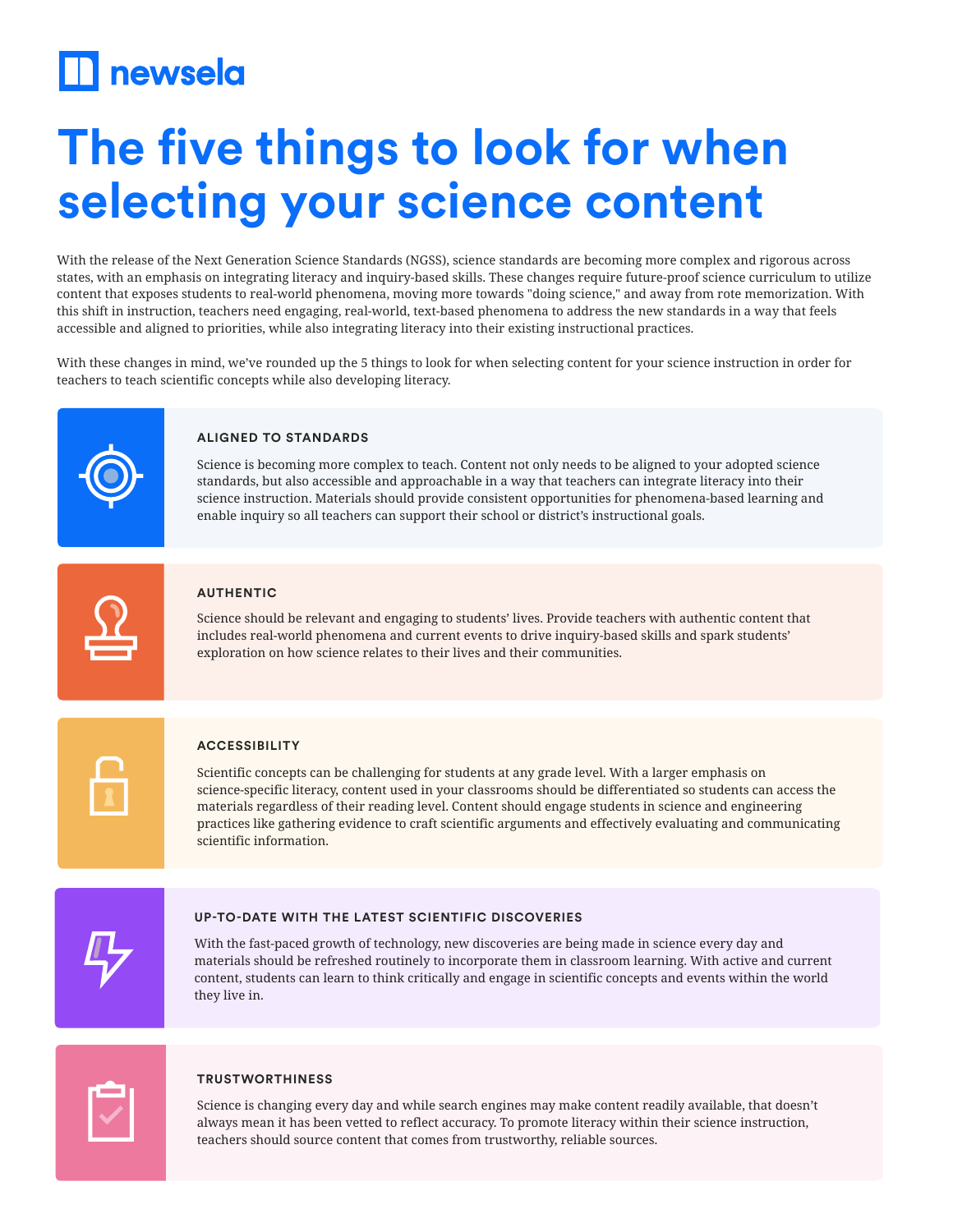newsela

# The five things to look for when selecting your science content

With the release of the Next Generation Science Standards (NGSS), science standards are becoming more complex and rigorous across states, with an emphasis on integrating literacy and inquiry-based skills. These changes require future-proof science curriculum to utilize content that exposes students to real-world phenomena, moving more towards "doing science," and away from rote memorization. With this shift in instruction, teachers need engaging, real-world, text-based phenomena to address the new standards in a way that feels accessible and aligned to priorities, while also integrating literacy into their existing instructional practices.

With these changes in mind, we've rounded up the 5 things to look for when selecting content for your science instruction in order for teachers to teach scientific concepts while also developing literacy.

### ALIGNED TO STANDARDS

Science is becoming more complex to teach. Content not only needs to be aligned to your adopted science standards, but also accessible and approachable in a way that teachers can integrate literacy into their science instruction. Materials should provide consistent opportunities for phenomena-based learning and enable inquiry so all teachers can support their school or district's instructional goals.

### AUTHENTIC

Science should be relevant and engaging to students' lives. Provide teachers with authentic content that includes real-world phenomena and current events to drive inquiry-based skills and spark students' exploration on how science relates to their lives and their communities.

### ACCESSIBILITY

Scientific concepts can be challenging for students at any grade level. With a larger emphasis on science-specific literacy, content used in your classrooms should be differentiated so students can access the materials regardless of their reading level. Content should engage students in science and engineering practices like gathering evidence to craft scientific arguments and effectively evaluating and communicating scientific information.

### UP-TO-DATE WITH THE LATEST SCIENTIFIC DISCOVERIES

With the fast-paced growth of technology, new discoveries are being made in science every day and materials should be refreshed routinely to incorporate them in classroom learning. With active and current content, students can learn to think critically and engage in scientific concepts and events within the world they live in.

### TRUSTWORTHINESS

Science is changing every day and while search engines may make content readily available, that doesn't always mean it has been vetted to reflect accuracy. To promote literacy within their science instruction, teachers should source content that comes from trustworthy, reliable sources.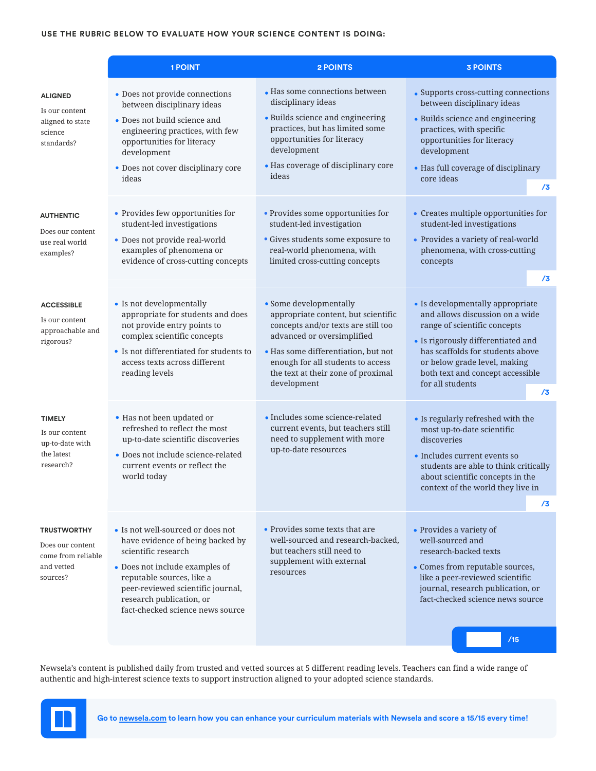**USE THE RUBRIC BELOW TO EVALUATE HOW YOUR SCIENCE CONTENT IS DOING:**

| | 1 POINT | 2 POINTS | 3 POINTS | |
|---|---|---|---|---|
| **ALIGNED**<br>Is our content aligned to state science standards? | • Does not provide connections between disciplinary ideas<br>• Does not build science and engineering practices, with few opportunities for literacy development<br>• Does not cover disciplinary core ideas | • Has some connections between disciplinary ideas<br>• Builds science and engineering practices, but has limited some opportunities for literacy development<br>• Has coverage of disciplinary core ideas | • Supports cross-cutting connections between disciplinary ideas<br>• Builds science and engineering practices, with specific opportunities for literacy development<br>• Has full coverage of disciplinary core ideas | /3 |
| **AUTHENTIC**<br>Does our content use real world examples? | • Provides few opportunities for student-led investigations<br>• Does not provide real-world examples of phenomena or evidence of cross-cutting concepts | • Provides some opportunities for student-led investigation<br>• Gives students some exposure to real-world phenomena, with limited cross-cutting concepts | • Creates multiple opportunities for student-led investigations<br>• Provides a variety of real-world phenomena, with cross-cutting concepts | /3 |
| **ACCESSIBLE**<br>Is our content approachable and rigorous? | • Is not developmentally appropriate for students and does not provide entry points to complex scientific concepts<br>• Is not differentiated for students to access texts across different reading levels | • Some developmentally appropriate content, but scientific concepts and/or texts are still too advanced or oversimplified<br>• Has some differentiation, but not enough for all students to access the text at their zone of proximal development | • Is developmentally appropriate and allows discussion on a wide range of scientific concepts<br>• Is rigorously differentiated and has scaffolds for students above or below grade level, making both text and concept accessible for all students | /3 |
| **TIMELY**<br>Is our content up-to-date with the latest research? | • Has not been updated or refreshed to reflect the most up-to-date scientific discoveries<br>• Does not include science-related current events or reflect the world today | • Includes some science-related current events, but teachers still need to supplement with more up-to-date resources | • Is regularly refreshed with the most up-to-date scientific discoveries<br>• Includes current events so students are able to think critically about scientific concepts in the context of the world they live in | /3 |
| **TRUSTWORTHY**<br>Does our content come from reliable and vetted sources? | • Is not well-sourced or does not have evidence of being backed by scientific research<br>• Does not include examples of reputable sources, like a peer-reviewed scientific journal, research publication, or fact-checked science news source | • Provides some texts that are well-sourced and research-backed, but teachers still need to supplement with external resources | • Provides a variety of well-sourced and research-backed texts<br>• Comes from reputable sources, like a peer-reviewed scientific journal, research publication, or fact-checked science news source | /15 |

Newsela's content is published daily from trusted and vetted sources at 5 different reading levels. Teachers can find a wide range of authentic and high-interest science texts to support instruction aligned to your adopted science standards.

**Go to newsela.com to learn how you can enhance your curriculum materials with Newsela and score a 15/15 every time!**